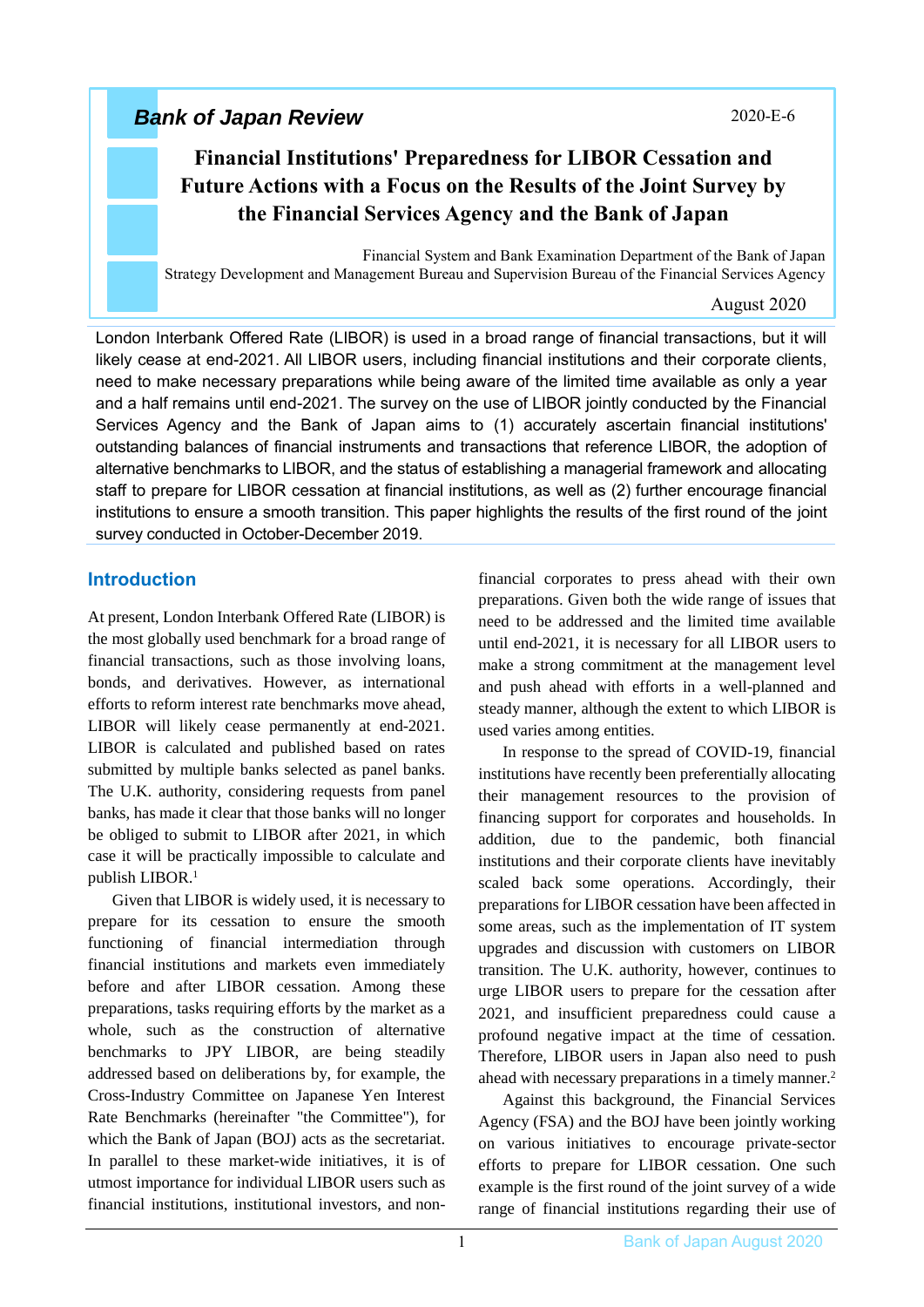*Bank of Japan Review* 2020-E-6

# Financial Institutions' Preparedness for LIBOR Cessation and Future Actions with a Focus on the Results of the Joint Survey by the Financial Services Agency and the Bank of Japan

Financial System and Bank Examination Department of the Bank of Japan
Strategy Development and Management Bureau and Supervision Bureau of the Financial Services Agency

August 2020

London Interbank Offered Rate (LIBOR) is used in a broad range of financial transactions, but it will likely cease at end-2021. All LIBOR users, including financial institutions and their corporate clients, need to make necessary preparations while being aware of the limited time available as only a year and a half remains until end-2021. The survey on the use of LIBOR jointly conducted by the Financial Services Agency and the Bank of Japan aims to (1) accurately ascertain financial institutions' outstanding balances of financial instruments and transactions that reference LIBOR, the adoption of alternative benchmarks to LIBOR, and the status of establishing a managerial framework and allocating staff to prepare for LIBOR cessation at financial institutions, as well as (2) further encourage financial institutions to ensure a smooth transition. This paper highlights the results of the first round of the joint survey conducted in October-December 2019.

## Introduction

At present, London Interbank Offered Rate (LIBOR) is the most globally used benchmark for a broad range of financial transactions, such as those involving loans, bonds, and derivatives. However, as international efforts to reform interest rate benchmarks move ahead, LIBOR will likely cease permanently at end-2021. LIBOR is calculated and published based on rates submitted by multiple banks selected as panel banks. The U.K. authority, considering requests from panel banks, has made it clear that those banks will no longer be obliged to submit to LIBOR after 2021, in which case it will be practically impossible to calculate and publish LIBOR.[1]

Given that LIBOR is widely used, it is necessary to prepare for its cessation to ensure the smooth functioning of financial intermediation through financial institutions and markets even immediately before and after LIBOR cessation. Among these preparations, tasks requiring efforts by the market as a whole, such as the construction of alternative benchmarks to JPY LIBOR, are being steadily addressed based on deliberations by, for example, the Cross-Industry Committee on Japanese Yen Interest Rate Benchmarks (hereinafter "the Committee"), for which the Bank of Japan (BOJ) acts as the secretariat. In parallel to these market-wide initiatives, it is of utmost importance for individual LIBOR users such as financial institutions, institutional investors, and non-financial corporates to press ahead with their own preparations. Given both the wide range of issues that need to be addressed and the limited time available until end-2021, it is necessary for all LIBOR users to make a strong commitment at the management level and push ahead with efforts in a well-planned and steady manner, although the extent to which LIBOR is used varies among entities.

In response to the spread of COVID-19, financial institutions have recently been preferentially allocating their management resources to the provision of financing support for corporates and households. In addition, due to the pandemic, both financial institutions and their corporate clients have inevitably scaled back some operations. Accordingly, their preparations for LIBOR cessation have been affected in some areas, such as the implementation of IT system upgrades and discussion with customers on LIBOR transition. The U.K. authority, however, continues to urge LIBOR users to prepare for the cessation after 2021, and insufficient preparedness could cause a profound negative impact at the time of cessation. Therefore, LIBOR users in Japan also need to push ahead with necessary preparations in a timely manner.[2]

Against this background, the Financial Services Agency (FSA) and the BOJ have been jointly working on various initiatives to encourage private-sector efforts to prepare for LIBOR cessation. One such example is the first round of the joint survey of a wide range of financial institutions regarding their use of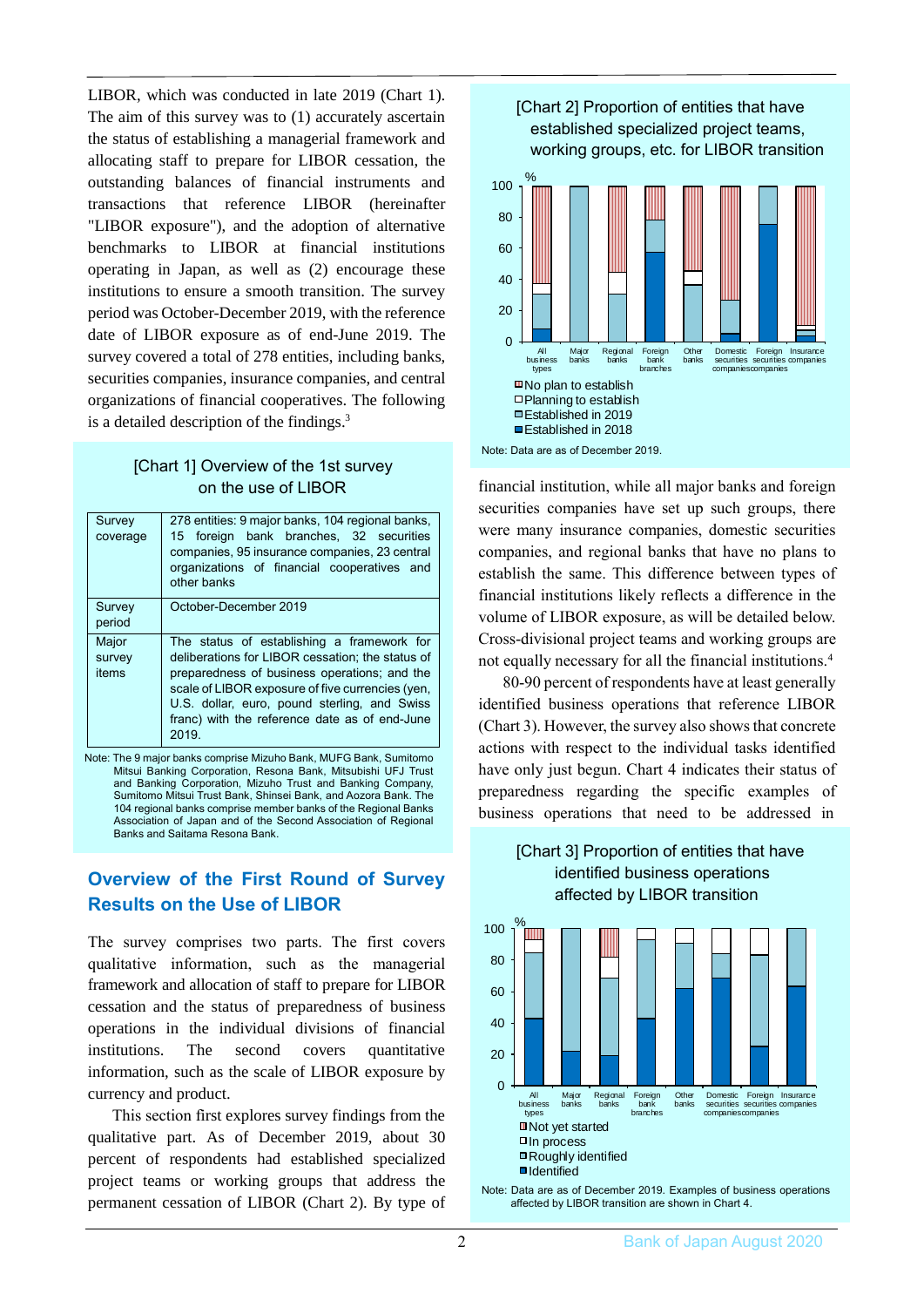LIBOR, which was conducted in late 2019 (Chart 1). The aim of this survey was to (1) accurately ascertain the status of establishing a managerial framework and allocating staff to prepare for LIBOR cessation, the outstanding balances of financial instruments and transactions that reference LIBOR (hereinafter "LIBOR exposure"), and the adoption of alternative benchmarks to LIBOR at financial institutions operating in Japan, as well as (2) encourage these institutions to ensure a smooth transition. The survey period was October-December 2019, with the reference date of LIBOR exposure as of end-June 2019. The survey covered a total of 278 entities, including banks, securities companies, insurance companies, and central organizations of financial cooperatives. The following is a detailed description of the findings.[3]

[Chart 1] Overview of the 1st survey on the use of LIBOR

| | |
|---|---|
| Survey coverage | 278 entities: 9 major banks, 104 regional banks, 15 foreign bank branches, 32 securities companies, 95 insurance companies, 23 central organizations of financial cooperatives and other banks |
| Survey period | October-December 2019 |
| Major survey items | The status of establishing a framework for deliberations for LIBOR cessation; the status of preparedness of business operations; and the scale of LIBOR exposure of five currencies (yen, U.S. dollar, euro, pound sterling, and Swiss franc) with the reference date as of end-June 2019. |

Note: The 9 major banks comprise Mizuho Bank, MUFG Bank, Sumitomo Mitsui Banking Corporation, Resona Bank, Mitsubishi UFJ Trust and Banking Corporation, Mizuho Trust and Banking Company, Sumitomo Mitsui Trust Bank, Shinsei Bank, and Aozora Bank. The 104 regional banks comprise member banks of the Regional Banks Association of Japan and of the Second Association of Regional Banks and Saitama Resona Bank.

## Overview of the First Round of Survey Results on the Use of LIBOR

The survey comprises two parts. The first covers qualitative information, such as the managerial framework and allocation of staff to prepare for LIBOR cessation and the status of preparedness of business operations in the individual divisions of financial institutions. The second covers quantitative information, such as the scale of LIBOR exposure by currency and product.

This section first explores survey findings from the qualitative part. As of December 2019, about 30 percent of respondents had established specialized project teams or working groups that address the permanent cessation of LIBOR (Chart 2). By type of financial institution, while all major banks and foreign securities companies have set up such groups, there were many insurance companies, domestic securities companies, and regional banks that have no plans to establish the same. This difference between types of financial institutions likely reflects a difference in the volume of LIBOR exposure, as will be detailed below. Cross-divisional project teams and working groups are not equally necessary for all the financial institutions.[4]

80-90 percent of respondents have at least generally identified business operations that reference LIBOR (Chart 3). However, the survey also shows that concrete actions with respect to the individual tasks identified have only just begun. Chart 4 indicates their status of preparedness regarding the specific examples of business operations that need to be addressed in

[Chart 2] Proportion of entities that have established specialized project teams, working groups, etc. for LIBOR transition

Note: Data are as of December 2019.

[Chart 3] Proportion of entities that have identified business operations affected by LIBOR transition

Note: Data are as of December 2019. Examples of business operations affected by LIBOR transition are shown in Chart 4.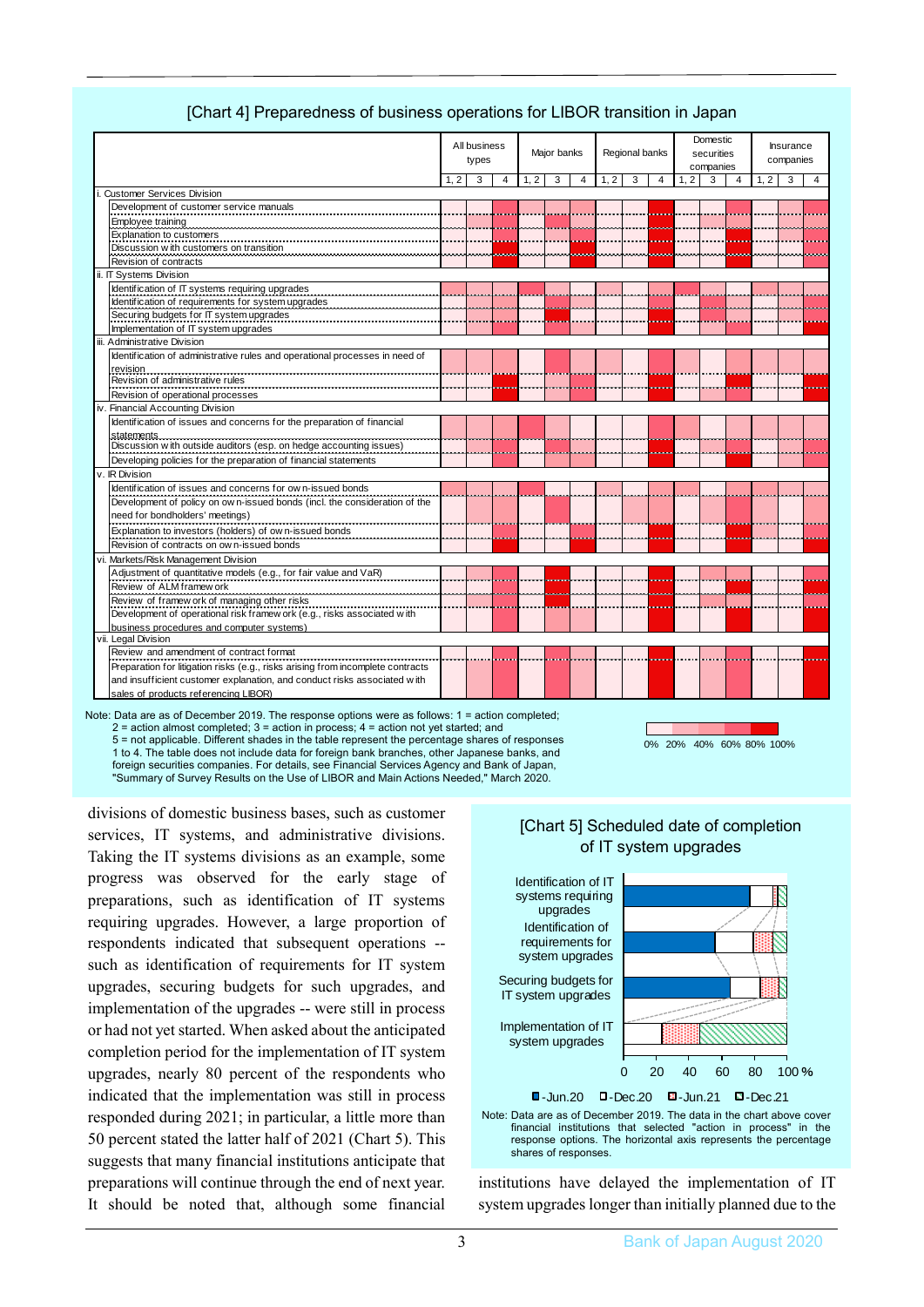[Chart 4] Preparedness of business operations for LIBOR transition in Japan

| | All business types | | | Major banks | | | Regional banks | | | Domestic securities companies | | | Insurance companies | | |
|---|---|---|---|---|---|---|---|---|---|---|---|---|---|---|---|
| | 1, 2 | 3 | 4 | 1, 2 | 3 | 4 | 1, 2 | 3 | 4 | 1, 2 | 3 | 4 | 1, 2 | 3 | 4 |
| i. Customer Services Division | | | | | | | | | | | | | | | |
| Development of customer service manuals | | | | | | | | | | | | | | | |
| Employee training | | | | | | | | | | | | | | | |
| Explanation to customers | | | | | | | | | | | | | | | |
| Discussion with customers on transition | | | | | | | | | | | | | | | |
| Revision of contracts | | | | | | | | | | | | | | | |
| ii. IT Systems Division | | | | | | | | | | | | | | | |
| Identification of IT systems requiring upgrades | | | | | | | | | | | | | | | |
| Identification of requirements for system upgrades | | | | | | | | | | | | | | | |
| Securing budgets for IT system upgrades | | | | | | | | | | | | | | | |
| Implementation of IT system upgrades | | | | | | | | | | | | | | | |
| iii. Administrative Division | | | | | | | | | | | | | | | |
| Identification of administrative rules and operational processes in need of revision | | | | | | | | | | | | | | | |
| Revision of administrative rules | | | | | | | | | | | | | | | |
| Revision of operational processes | | | | | | | | | | | | | | | |
| iv. Financial Accounting Division | | | | | | | | | | | | | | | |
| Identification of issues and concerns for the preparation of financial statements | | | | | | | | | | | | | | | |
| Discussion with outside auditors (esp. on hedge accounting issues) | | | | | | | | | | | | | | | |
| Developing policies for the preparation of financial statements | | | | | | | | | | | | | | | |
| v. IR Division | | | | | | | | | | | | | | | |
| Identification of issues and concerns for own-issued bonds | | | | | | | | | | | | | | | |
| Development of policy on own-issued bonds (incl. the consideration of the need for bondholders' meetings) | | | | | | | | | | | | | | | |
| Explanation to investors (holders) of own-issued bonds | | | | | | | | | | | | | | | |
| Revision of contracts on own-issued bonds | | | | | | | | | | | | | | | |
| vi. Markets/Risk Management Division | | | | | | | | | | | | | | | |
| Adjustment of quantitative models (e.g., for fair value and VaR) | | | | | | | | | | | | | | | |
| Review of ALM framework | | | | | | | | | | | | | | | |
| Review of framework of managing other risks | | | | | | | | | | | | | | | |
| Development of operational risk framework (e.g., risks associated with business procedures and computer systems) | | | | | | | | | | | | | | | |
| vii. Legal Division | | | | | | | | | | | | | | | |
| Review and amendment of contract format | | | | | | | | | | | | | | | |
| Preparation for litigation risks (e.g., risks arising from incomplete contracts and insufficient customer explanation, and conduct risks associated with sales of products referencing LIBOR) | | | | | | | | | | | | | | | |

0% 20% 40% 60% 80% 100%

Note: Data are as of December 2019. The response options were as follows: 1 = action completed; 2 = action almost completed; 3 = action in process; 4 = action not yet started; and 5 = not applicable. Different shades in the table represent the percentage shares of responses 1 to 4. The table does not include data for foreign bank branches, other Japanese banks, and foreign securities companies. For details, see Financial Services Agency and Bank of Japan, "Summary of Survey Results on the Use of LIBOR and Main Actions Needed," March 2020.

divisions of domestic business bases, such as customer services, IT systems, and administrative divisions. Taking the IT systems divisions as an example, some progress was observed for the early stage of preparations, such as identification of IT systems requiring upgrades. However, a large proportion of respondents indicated that subsequent operations -- such as identification of requirements for IT system upgrades, securing budgets for such upgrades, and implementation of the upgrades -- were still in process or had not yet started. When asked about the anticipated completion period for the implementation of IT system upgrades, nearly 80 percent of the respondents who indicated that the implementation was still in process responded during 2021; in particular, a little more than 50 percent stated the latter half of 2021 (Chart 5). This suggests that many financial institutions anticipate that preparations will continue through the end of next year. It should be noted that, although some financial institutions have delayed the implementation of IT system upgrades longer than initially planned due to the

[Chart 5] Scheduled date of completion of IT system upgrades

Identification of IT systems requiring upgrades; Identification of requirements for system upgrades; Securing budgets for IT system upgrades; Implementation of IT system upgrades

0 20 40 60 80 100 %

-Jun.20 -Dec.20 -Jun.21 -Dec.21

Note: Data are as of December 2019. The data in the chart above cover financial institutions that selected "action in process" in the response options. The horizontal axis represents the percentage shares of responses.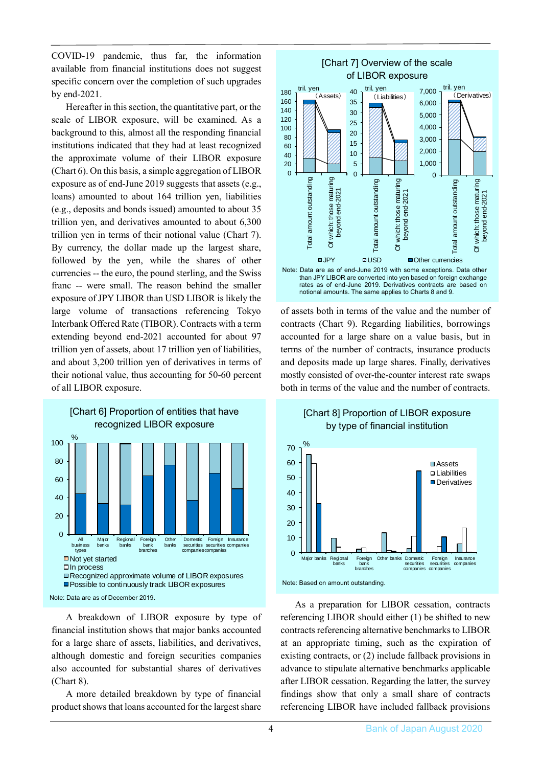COVID-19 pandemic, thus far, the information available from financial institutions does not suggest specific concern over the completion of such upgrades by end-2021.

Hereafter in this section, the quantitative part, or the scale of LIBOR exposure, will be examined. As a background to this, almost all the responding financial institutions indicated that they had at least recognized the approximate volume of their LIBOR exposure (Chart 6). On this basis, a simple aggregation of LIBOR exposure as of end-June 2019 suggests that assets (e.g., loans) amounted to about 164 trillion yen, liabilities (e.g., deposits and bonds issued) amounted to about 35 trillion yen, and derivatives amounted to about 6,300 trillion yen in terms of their notional value (Chart 7). By currency, the dollar made up the largest share, followed by the yen, while the shares of other currencies -- the euro, the pound sterling, and the Swiss franc -- were small. The reason behind the smaller exposure of JPY LIBOR than USD LIBOR is likely the large volume of transactions referencing Tokyo Interbank Offered Rate (TIBOR). Contracts with a term extending beyond end-2021 accounted for about 97 trillion yen of assets, about 17 trillion yen of liabilities, and about 3,200 trillion yen of derivatives in terms of their notional value, thus accounting for 50-60 percent of all LIBOR exposure.

**[Chart 6] Proportion of entities that have recognized LIBOR exposure**

Categories: All business types, Major banks, Regional banks, Foreign bank branches, Other banks, Domestic securities companies, Foreign securities companies, Insurance companies

Legend: Not yet started; In process; Recognized approximate volume of LIBOR exposures; Possible to continuously track LIBOR exposures

Note: Data are as of December 2019.

A breakdown of LIBOR exposure by type of financial institution shows that major banks accounted for a large share of assets, liabilities, and derivatives, although domestic and foreign securities companies also accounted for substantial shares of derivatives (Chart 8).

A more detailed breakdown by type of financial product shows that loans accounted for the largest share of assets both in terms of the value and the number of contracts (Chart 9). Regarding liabilities, borrowings accounted for a large share on a value basis, but in terms of the number of contracts, insurance products and deposits made up large shares. Finally, derivatives mostly consisted of over-the-counter interest rate swaps both in terms of the value and the number of contracts.

**[Chart 7] Overview of the scale of LIBOR exposure**

Panels: Assets (tril. yen), Liabilities (tril. yen), Derivatives (tril. yen); each showing "Total amount outstanding" and "Of which: those maturing beyond end-2021"

Legend: JPY; USD; Other currencies

Note: Data are as of end-June 2019 with some exceptions. Data other than JPY LIBOR are converted into yen based on foreign exchange rates as of end-June 2019. Derivatives contracts are based on notional amounts. The same applies to Charts 8 and 9.

**[Chart 8] Proportion of LIBOR exposure by type of financial institution**

Categories: Major banks, Regional banks, Foreign bank branches, Other banks, Domestic securities companies, Foreign securities companies, Insurance companies

Legend: Assets; Liabilities; Derivatives

Note: Based on amount outstanding.

As a preparation for LIBOR cessation, contracts referencing LIBOR should either (1) be shifted to new contracts referencing alternative benchmarks to LIBOR at an appropriate timing, such as the expiration of existing contracts, or (2) include fallback provisions in advance to stipulate alternative benchmarks applicable after LIBOR cessation. Regarding the latter, the survey findings show that only a small share of contracts referencing LIBOR have included fallback provisions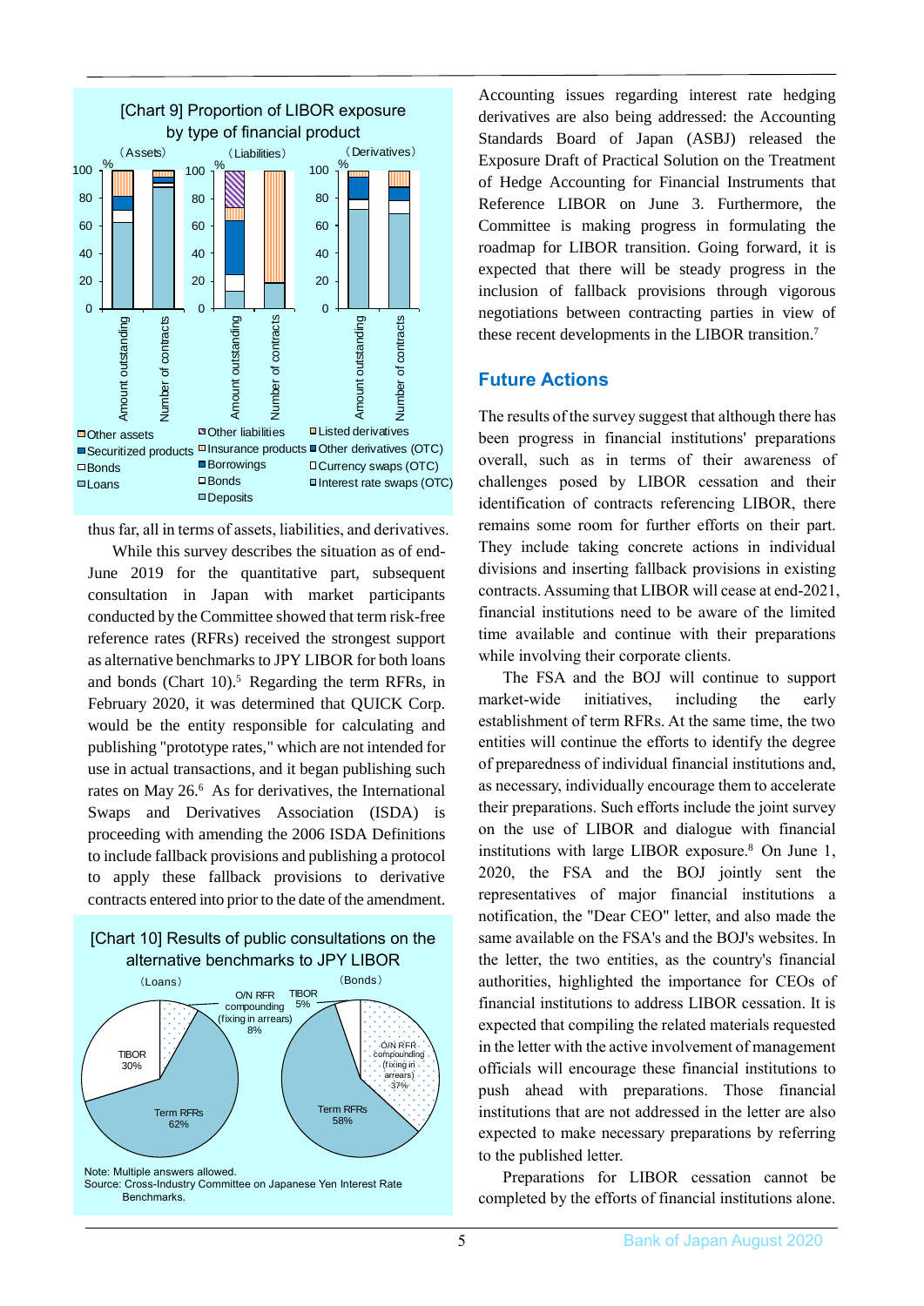[Chart 9] Proportion of LIBOR exposure by type of financial product

(Assets) (Liabilities) (Derivatives)

Other assets, Securitized products, Bonds, Loans

Other liabilities, Insurance products, Borrowings, Bonds, Deposits

Listed derivatives, Other derivatives (OTC), Currency swaps (OTC), Interest rate swaps (OTC)

thus far, all in terms of assets, liabilities, and derivatives.

While this survey describes the situation as of end-June 2019 for the quantitative part, subsequent consultation in Japan with market participants conducted by the Committee showed that term risk-free reference rates (RFRs) received the strongest support as alternative benchmarks to JPY LIBOR for both loans and bonds (Chart 10).[5] Regarding the term RFRs, in February 2020, it was determined that QUICK Corp. would be the entity responsible for calculating and publishing "prototype rates," which are not intended for use in actual transactions, and it began publishing such rates on May 26.[6] As for derivatives, the International Swaps and Derivatives Association (ISDA) is proceeding with amending the 2006 ISDA Definitions to include fallback provisions and publishing a protocol to apply these fallback provisions to derivative contracts entered into prior to the date of the amendment.

[Chart 10] Results of public consultations on the alternative benchmarks to JPY LIBOR

(Loans): Term RFRs 62%; TIBOR 30%; O/N RFR compounding (fixing in arrears) 8%

(Bonds): Term RFRs 58%; O/N RFR compounding (fixing in arrears) 37%; TIBOR 5%

Note: Multiple answers allowed.
Source: Cross-Industry Committee on Japanese Yen Interest Rate Benchmarks.

Accounting issues regarding interest rate hedging derivatives are also being addressed: the Accounting Standards Board of Japan (ASBJ) released the Exposure Draft of Practical Solution on the Treatment of Hedge Accounting for Financial Instruments that Reference LIBOR on June 3. Furthermore, the Committee is making progress in formulating the roadmap for LIBOR transition. Going forward, it is expected that there will be steady progress in the inclusion of fallback provisions through vigorous negotiations between contracting parties in view of these recent developments in the LIBOR transition.[7]

## Future Actions

The results of the survey suggest that although there has been progress in financial institutions' preparations overall, such as in terms of their awareness of challenges posed by LIBOR cessation and their identification of contracts referencing LIBOR, there remains some room for further efforts on their part. They include taking concrete actions in individual divisions and inserting fallback provisions in existing contracts. Assuming that LIBOR will cease at end-2021, financial institutions need to be aware of the limited time available and continue with their preparations while involving their corporate clients.

The FSA and the BOJ will continue to support market-wide initiatives, including the early establishment of term RFRs. At the same time, the two entities will continue the efforts to identify the degree of preparedness of individual financial institutions and, as necessary, individually encourage them to accelerate their preparations. Such efforts include the joint survey on the use of LIBOR and dialogue with financial institutions with large LIBOR exposure.[8] On June 1, 2020, the FSA and the BOJ jointly sent the representatives of major financial institutions a notification, the "Dear CEO" letter, and also made the same available on the FSA's and the BOJ's websites. In the letter, the two entities, as the country's financial authorities, highlighted the importance for CEOs of financial institutions to address LIBOR cessation. It is expected that compiling the related materials requested in the letter with the active involvement of management officials will encourage these financial institutions to push ahead with preparations. Those financial institutions that are not addressed in the letter are also expected to make necessary preparations by referring to the published letter.

Preparations for LIBOR cessation cannot be completed by the efforts of financial institutions alone.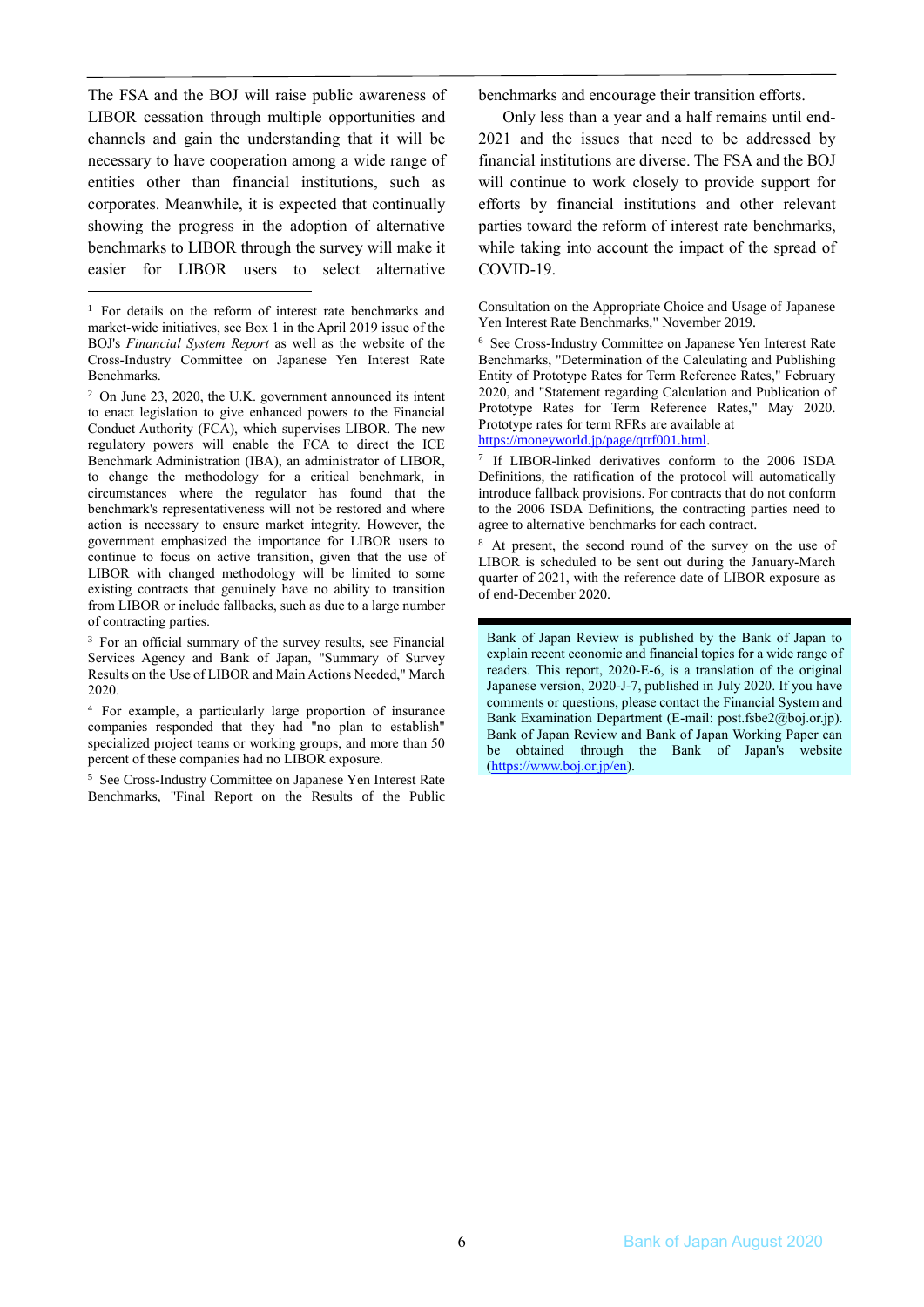The FSA and the BOJ will raise public awareness of LIBOR cessation through multiple opportunities and channels and gain the understanding that it will be necessary to have cooperation among a wide range of entities other than financial institutions, such as corporates. Meanwhile, it is expected that continually showing the progress in the adoption of alternative benchmarks to LIBOR through the survey will make it easier for LIBOR users to select alternative benchmarks and encourage their transition efforts.

Only less than a year and a half remains until end-2021 and the issues that need to be addressed by financial institutions are diverse. The FSA and the BOJ will continue to work closely to provide support for efforts by financial institutions and other relevant parties toward the reform of interest rate benchmarks, while taking into account the impact of the spread of COVID-19.

---

[1] For details on the reform of interest rate benchmarks and market-wide initiatives, see Box 1 in the April 2019 issue of the BOJ's *Financial System Report* as well as the website of the Cross-Industry Committee on Japanese Yen Interest Rate Benchmarks.

[2] On June 23, 2020, the U.K. government announced its intent to enact legislation to give enhanced powers to the Financial Conduct Authority (FCA), which supervises LIBOR. The new regulatory powers will enable the FCA to direct the ICE Benchmark Administration (IBA), an administrator of LIBOR, to change the methodology for a critical benchmark, in circumstances where the regulator has found that the benchmark's representativeness will not be restored and where action is necessary to ensure market integrity. However, the government emphasized the importance for LIBOR users to continue to focus on active transition, given that the use of LIBOR with changed methodology will be limited to some existing contracts that genuinely have no ability to transition from LIBOR or include fallbacks, such as due to a large number of contracting parties.

[3] For an official summary of the survey results, see Financial Services Agency and Bank of Japan, "Summary of Survey Results on the Use of LIBOR and Main Actions Needed," March 2020.

[4] For example, a particularly large proportion of insurance companies responded that they had "no plan to establish" specialized project teams or working groups, and more than 50 percent of these companies had no LIBOR exposure.

[5] See Cross-Industry Committee on Japanese Yen Interest Rate Benchmarks, "Final Report on the Results of the Public Consultation on the Appropriate Choice and Usage of Japanese Yen Interest Rate Benchmarks," November 2019.

[6] See Cross-Industry Committee on Japanese Yen Interest Rate Benchmarks, "Determination of the Calculating and Publishing Entity of Prototype Rates for Term Reference Rates," February 2020, and "Statement regarding Calculation and Publication of Prototype Rates for Term Reference Rates," May 2020. Prototype rates for term RFRs are available at https://moneyworld.jp/page/qtrf001.html.

[7] If LIBOR-linked derivatives conform to the 2006 ISDA Definitions, the ratification of the protocol will automatically introduce fallback provisions. For contracts that do not conform to the 2006 ISDA Definitions, the contracting parties need to agree to alternative benchmarks for each contract.

[8] At present, the second round of the survey on the use of LIBOR is scheduled to be sent out during the January-March quarter of 2021, with the reference date of LIBOR exposure as of end-December 2020.

---

Bank of Japan Review is published by the Bank of Japan to explain recent economic and financial topics for a wide range of readers. This report, 2020-E-6, is a translation of the original Japanese version, 2020-J-7, published in July 2020. If you have comments or questions, please contact the Financial System and Bank Examination Department (E-mail: post.fsbe2@boj.or.jp). Bank of Japan Review and Bank of Japan Working Paper can be obtained through the Bank of Japan's website (https://www.boj.or.jp/en).